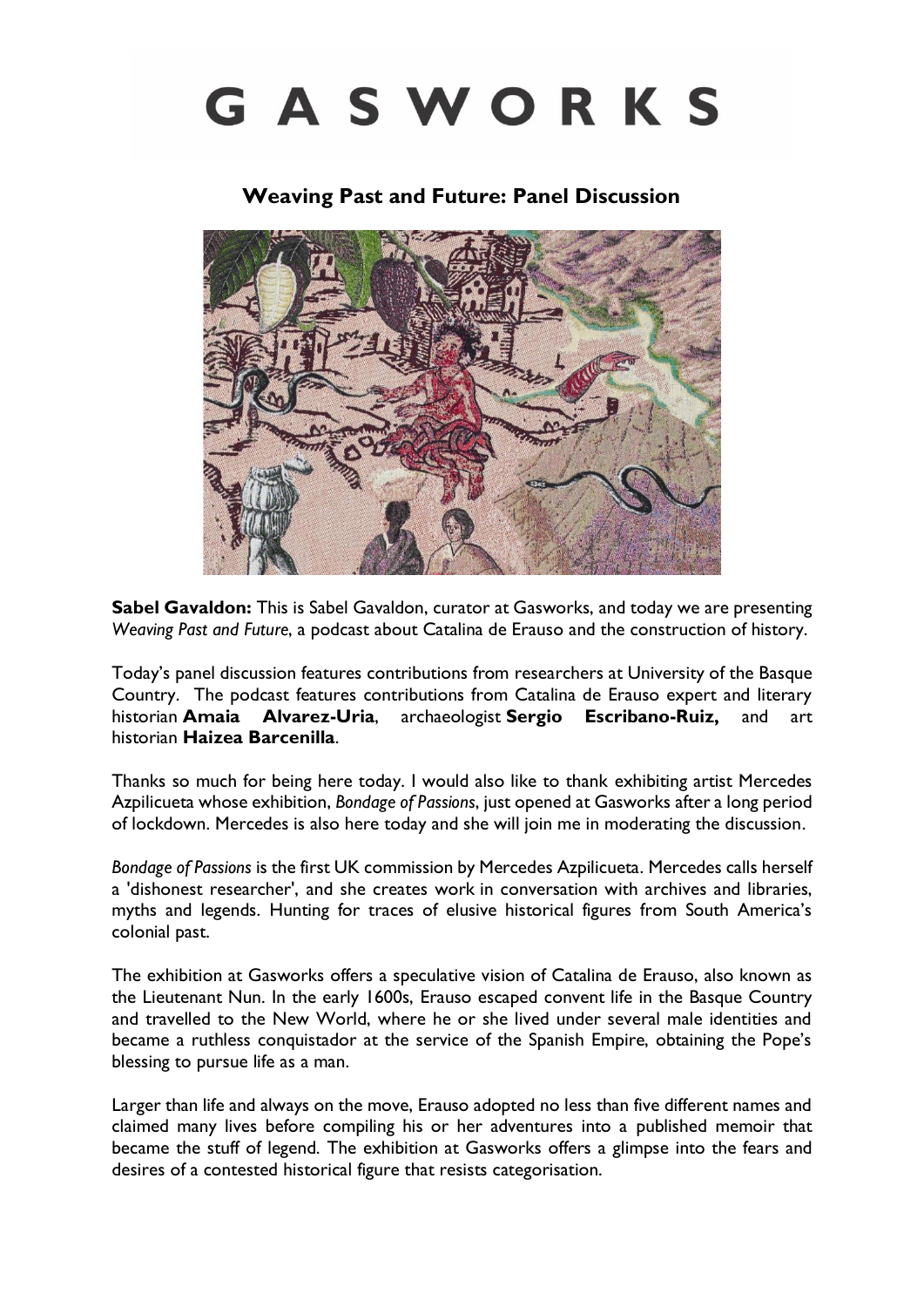# GASWORKS

## Weaving Past and Future: Panel Discussion

**Sabel Gavaldon:** This is Sabel Gavaldon, curator at Gasworks, and today we are presenting *Weaving Past and Future*, a podcast about Catalina de Erauso and the construction of history.

Today's panel discussion features contributions from researchers at University of the Basque Country. The podcast features contributions from Catalina de Erauso expert and literary historian **Amaia Alvarez-Uria**, archaeologist **Sergio Escribano-Ruiz,** and art historian **Haizea Barcenilla**.

Thanks so much for being here today. I would also like to thank exhibiting artist Mercedes Azpilicueta whose exhibition, *Bondage of Passions*, just opened at Gasworks after a long period of lockdown. Mercedes is also here today and she will join me in moderating the discussion.

*Bondage of Passions* is the first UK commission by Mercedes Azpilicueta. Mercedes calls herself a 'dishonest researcher', and she creates work in conversation with archives and libraries, myths and legends. Hunting for traces of elusive historical figures from South America's colonial past.

The exhibition at Gasworks offers a speculative vision of Catalina de Erauso, also known as the Lieutenant Nun. In the early 1600s, Erauso escaped convent life in the Basque Country and travelled to the New World, where he or she lived under several male identities and became a ruthless conquistador at the service of the Spanish Empire, obtaining the Pope's blessing to pursue life as a man.

Larger than life and always on the move, Erauso adopted no less than five different names and claimed many lives before compiling his or her adventures into a published memoir that became the stuff of legend. The exhibition at Gasworks offers a glimpse into the fears and desires of a contested historical figure that resists categorisation.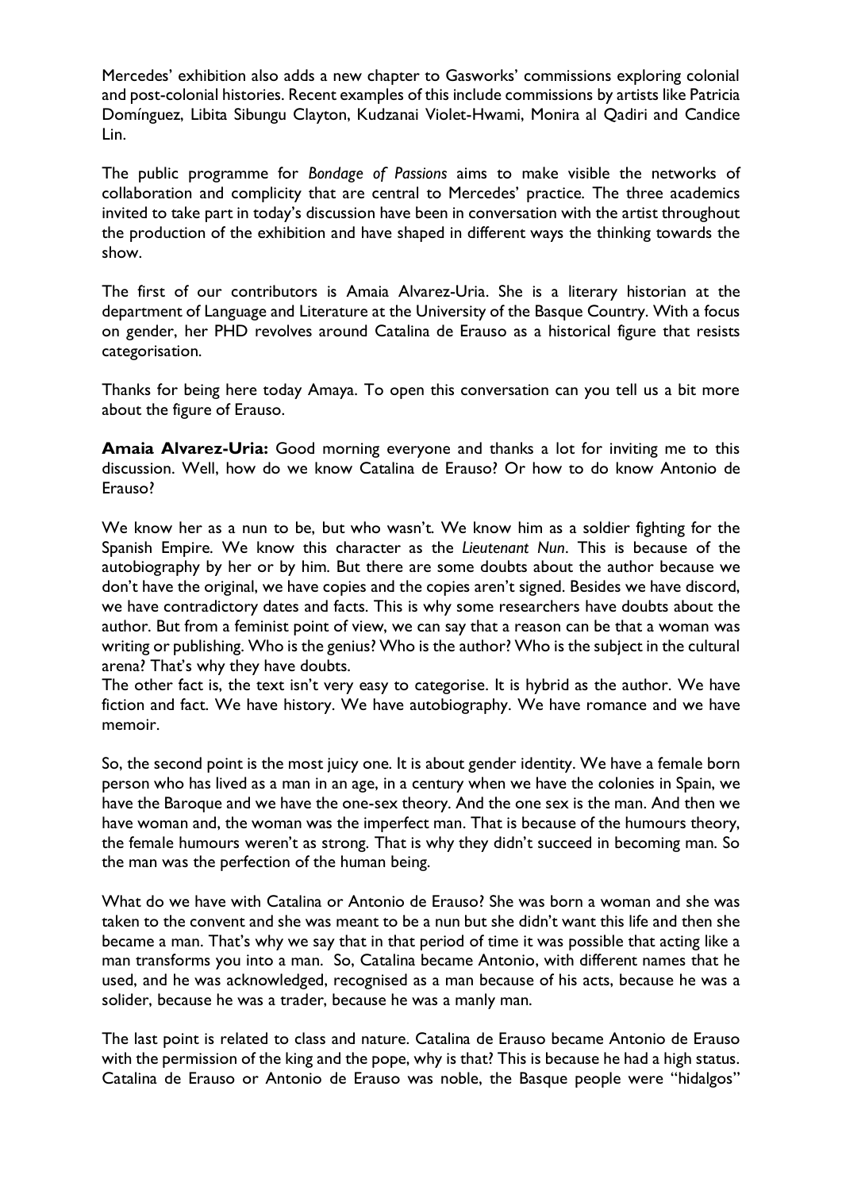Mercedes' exhibition also adds a new chapter to Gasworks' commissions exploring colonial and post-colonial histories. Recent examples of this include commissions by artists like Patricia Domínguez, Libita Sibungu Clayton, Kudzanai Violet-Hwami, Monira al Qadiri and Candice Lin.

The public programme for *Bondage of Passions* aims to make visible the networks of collaboration and complicity that are central to Mercedes' practice. The three academics invited to take part in today's discussion have been in conversation with the artist throughout the production of the exhibition and have shaped in different ways the thinking towards the show.

The first of our contributors is Amaia Alvarez-Uria. She is a literary historian at the department of Language and Literature at the University of the Basque Country. With a focus on gender, her PHD revolves around Catalina de Erauso as a historical figure that resists categorisation.

Thanks for being here today Amaya. To open this conversation can you tell us a bit more about the figure of Erauso.

**Amaia Alvarez-Uria:** Good morning everyone and thanks a lot for inviting me to this discussion. Well, how do we know Catalina de Erauso? Or how to do know Antonio de Erauso?

We know her as a nun to be, but who wasn't. We know him as a soldier fighting for the Spanish Empire. We know this character as the *Lieutenant Nun*. This is because of the autobiography by her or by him. But there are some doubts about the author because we don't have the original, we have copies and the copies aren't signed. Besides we have discord, we have contradictory dates and facts. This is why some researchers have doubts about the author. But from a feminist point of view, we can say that a reason can be that a woman was writing or publishing. Who is the genius? Who is the author? Who is the subject in the cultural arena? That's why they have doubts.
The other fact is, the text isn't very easy to categorise. It is hybrid as the author. We have fiction and fact. We have history. We have autobiography. We have romance and we have memoir.

So, the second point is the most juicy one. It is about gender identity. We have a female born person who has lived as a man in an age, in a century when we have the colonies in Spain, we have the Baroque and we have the one-sex theory. And the one sex is the man. And then we have woman and, the woman was the imperfect man. That is because of the humours theory, the female humours weren't as strong. That is why they didn't succeed in becoming man. So the man was the perfection of the human being.

What do we have with Catalina or Antonio de Erauso? She was born a woman and she was taken to the convent and she was meant to be a nun but she didn't want this life and then she became a man. That's why we say that in that period of time it was possible that acting like a man transforms you into a man. So, Catalina became Antonio, with different names that he used, and he was acknowledged, recognised as a man because of his acts, because he was a solider, because he was a trader, because he was a manly man.

The last point is related to class and nature. Catalina de Erauso became Antonio de Erauso with the permission of the king and the pope, why is that? This is because he had a high status. Catalina de Erauso or Antonio de Erauso was noble, the Basque people were "hidalgos"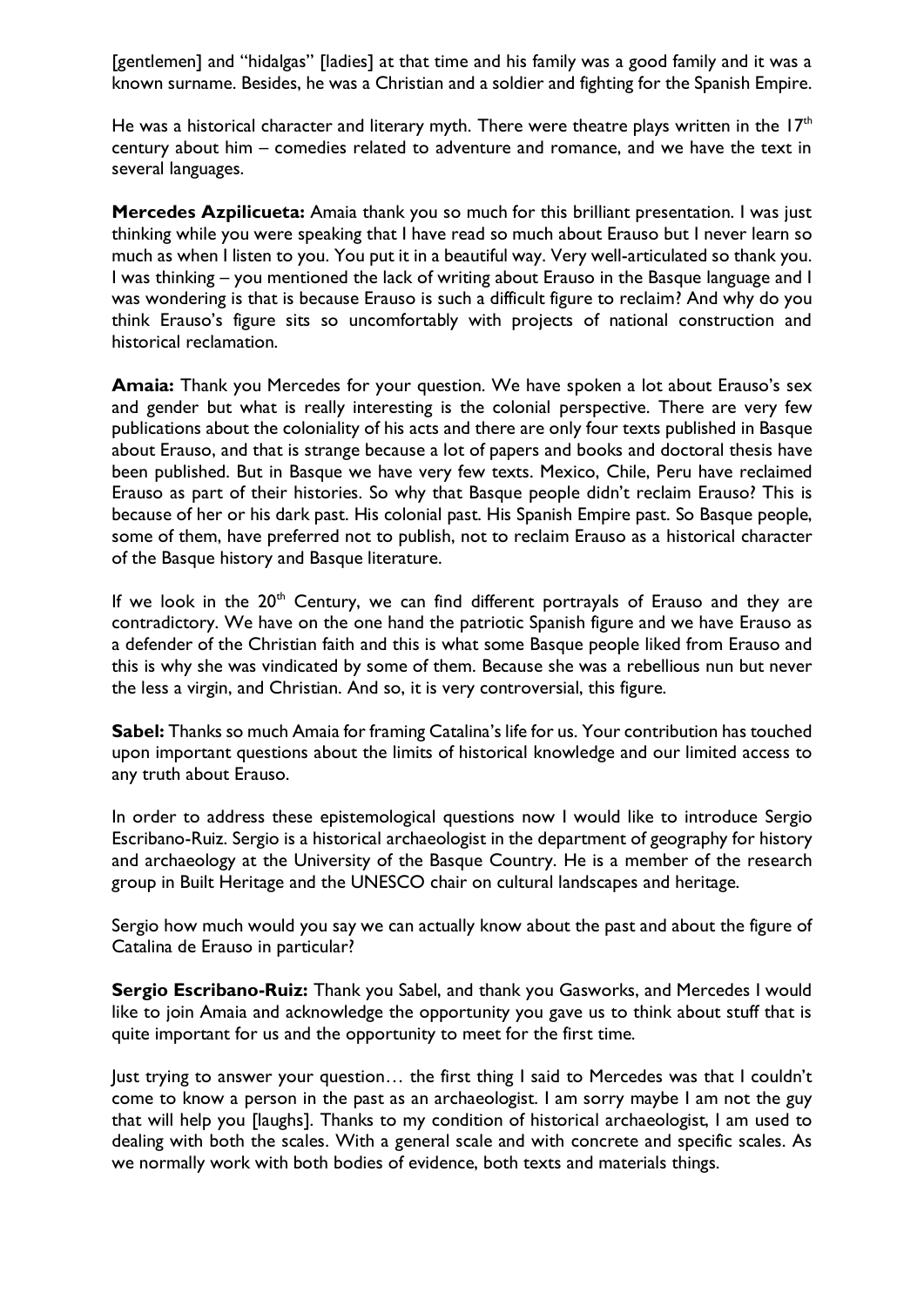[gentlemen] and "hidalgas" [ladies] at that time and his family was a good family and it was a known surname. Besides, he was a Christian and a soldier and fighting for the Spanish Empire.

He was a historical character and literary myth. There were theatre plays written in the 17th century about him – comedies related to adventure and romance, and we have the text in several languages.

**Mercedes Azpilicueta:** Amaia thank you so much for this brilliant presentation. I was just thinking while you were speaking that I have read so much about Erauso but I never learn so much as when I listen to you. You put it in a beautiful way. Very well-articulated so thank you. I was thinking – you mentioned the lack of writing about Erauso in the Basque language and I was wondering is that is because Erauso is such a difficult figure to reclaim? And why do you think Erauso's figure sits so uncomfortably with projects of national construction and historical reclamation.

**Amaia:** Thank you Mercedes for your question. We have spoken a lot about Erauso's sex and gender but what is really interesting is the colonial perspective. There are very few publications about the coloniality of his acts and there are only four texts published in Basque about Erauso, and that is strange because a lot of papers and books and doctoral thesis have been published. But in Basque we have very few texts. Mexico, Chile, Peru have reclaimed Erauso as part of their histories. So why that Basque people didn't reclaim Erauso? This is because of her or his dark past. His colonial past. His Spanish Empire past. So Basque people, some of them, have preferred not to publish, not to reclaim Erauso as a historical character of the Basque history and Basque literature.

If we look in the 20th Century, we can find different portrayals of Erauso and they are contradictory. We have on the one hand the patriotic Spanish figure and we have Erauso as a defender of the Christian faith and this is what some Basque people liked from Erauso and this is why she was vindicated by some of them. Because she was a rebellious nun but never the less a virgin, and Christian. And so, it is very controversial, this figure.

**Sabel:** Thanks so much Amaia for framing Catalina's life for us. Your contribution has touched upon important questions about the limits of historical knowledge and our limited access to any truth about Erauso.

In order to address these epistemological questions now I would like to introduce Sergio Escribano-Ruiz. Sergio is a historical archaeologist in the department of geography for history and archaeology at the University of the Basque Country. He is a member of the research group in Built Heritage and the UNESCO chair on cultural landscapes and heritage.

Sergio how much would you say we can actually know about the past and about the figure of Catalina de Erauso in particular?

**Sergio Escribano-Ruiz:** Thank you Sabel, and thank you Gasworks, and Mercedes I would like to join Amaia and acknowledge the opportunity you gave us to think about stuff that is quite important for us and the opportunity to meet for the first time.

Just trying to answer your question… the first thing I said to Mercedes was that I couldn't come to know a person in the past as an archaeologist. I am sorry maybe I am not the guy that will help you [laughs]. Thanks to my condition of historical archaeologist, I am used to dealing with both the scales. With a general scale and with concrete and specific scales. As we normally work with both bodies of evidence, both texts and materials things.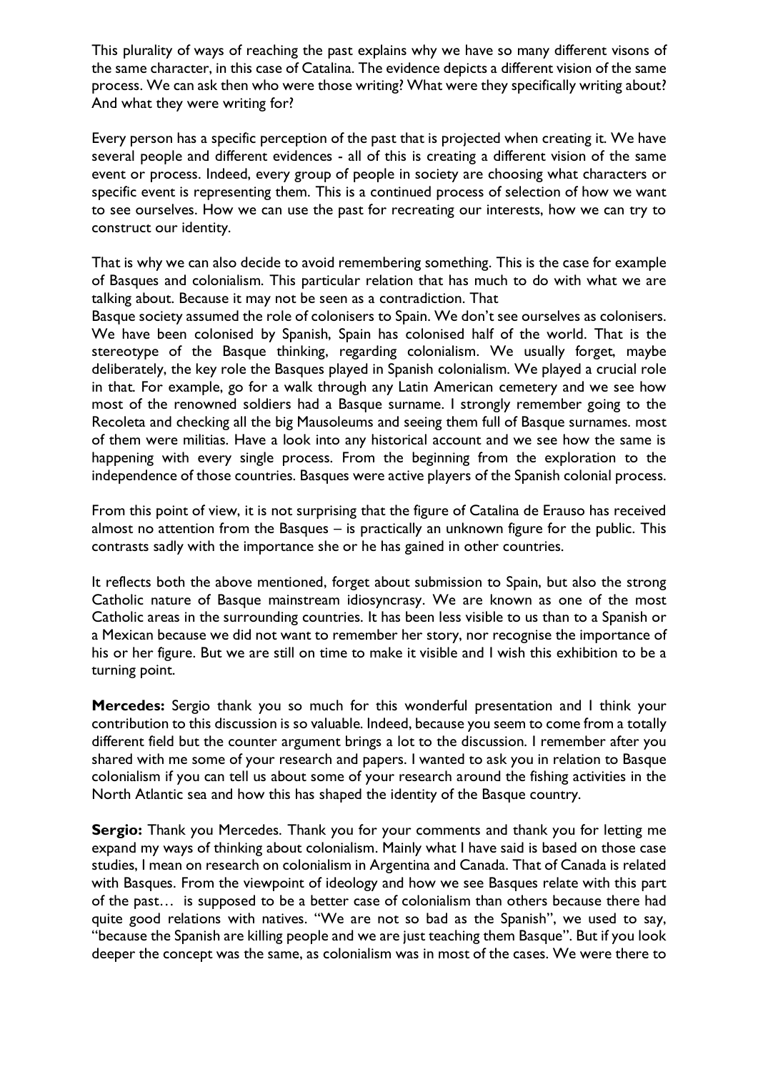This plurality of ways of reaching the past explains why we have so many different visons of the same character, in this case of Catalina. The evidence depicts a different vision of the same process. We can ask then who were those writing? What were they specifically writing about? And what they were writing for?

Every person has a specific perception of the past that is projected when creating it. We have several people and different evidences - all of this is creating a different vision of the same event or process. Indeed, every group of people in society are choosing what characters or specific event is representing them. This is a continued process of selection of how we want to see ourselves. How we can use the past for recreating our interests, how we can try to construct our identity.

That is why we can also decide to avoid remembering something. This is the case for example of Basques and colonialism. This particular relation that has much to do with what we are talking about. Because it may not be seen as a contradiction. That
Basque society assumed the role of colonisers to Spain. We don't see ourselves as colonisers. We have been colonised by Spanish, Spain has colonised half of the world. That is the stereotype of the Basque thinking, regarding colonialism. We usually forget, maybe deliberately, the key role the Basques played in Spanish colonialism. We played a crucial role in that. For example, go for a walk through any Latin American cemetery and we see how most of the renowned soldiers had a Basque surname. I strongly remember going to the Recoleta and checking all the big Mausoleums and seeing them full of Basque surnames. most of them were militias. Have a look into any historical account and we see how the same is happening with every single process. From the beginning from the exploration to the independence of those countries. Basques were active players of the Spanish colonial process.

From this point of view, it is not surprising that the figure of Catalina de Erauso has received almost no attention from the Basques – is practically an unknown figure for the public. This contrasts sadly with the importance she or he has gained in other countries.

It reflects both the above mentioned, forget about submission to Spain, but also the strong Catholic nature of Basque mainstream idiosyncrasy. We are known as one of the most Catholic areas in the surrounding countries. It has been less visible to us than to a Spanish or a Mexican because we did not want to remember her story, nor recognise the importance of his or her figure. But we are still on time to make it visible and I wish this exhibition to be a turning point.

**Mercedes:** Sergio thank you so much for this wonderful presentation and I think your contribution to this discussion is so valuable. Indeed, because you seem to come from a totally different field but the counter argument brings a lot to the discussion. I remember after you shared with me some of your research and papers. I wanted to ask you in relation to Basque colonialism if you can tell us about some of your research around the fishing activities in the North Atlantic sea and how this has shaped the identity of the Basque country.

**Sergio:** Thank you Mercedes. Thank you for your comments and thank you for letting me expand my ways of thinking about colonialism. Mainly what I have said is based on those case studies, I mean on research on colonialism in Argentina and Canada. That of Canada is related with Basques. From the viewpoint of ideology and how we see Basques relate with this part of the past… is supposed to be a better case of colonialism than others because there had quite good relations with natives. "We are not so bad as the Spanish", we used to say, "because the Spanish are killing people and we are just teaching them Basque". But if you look deeper the concept was the same, as colonialism was in most of the cases. We were there to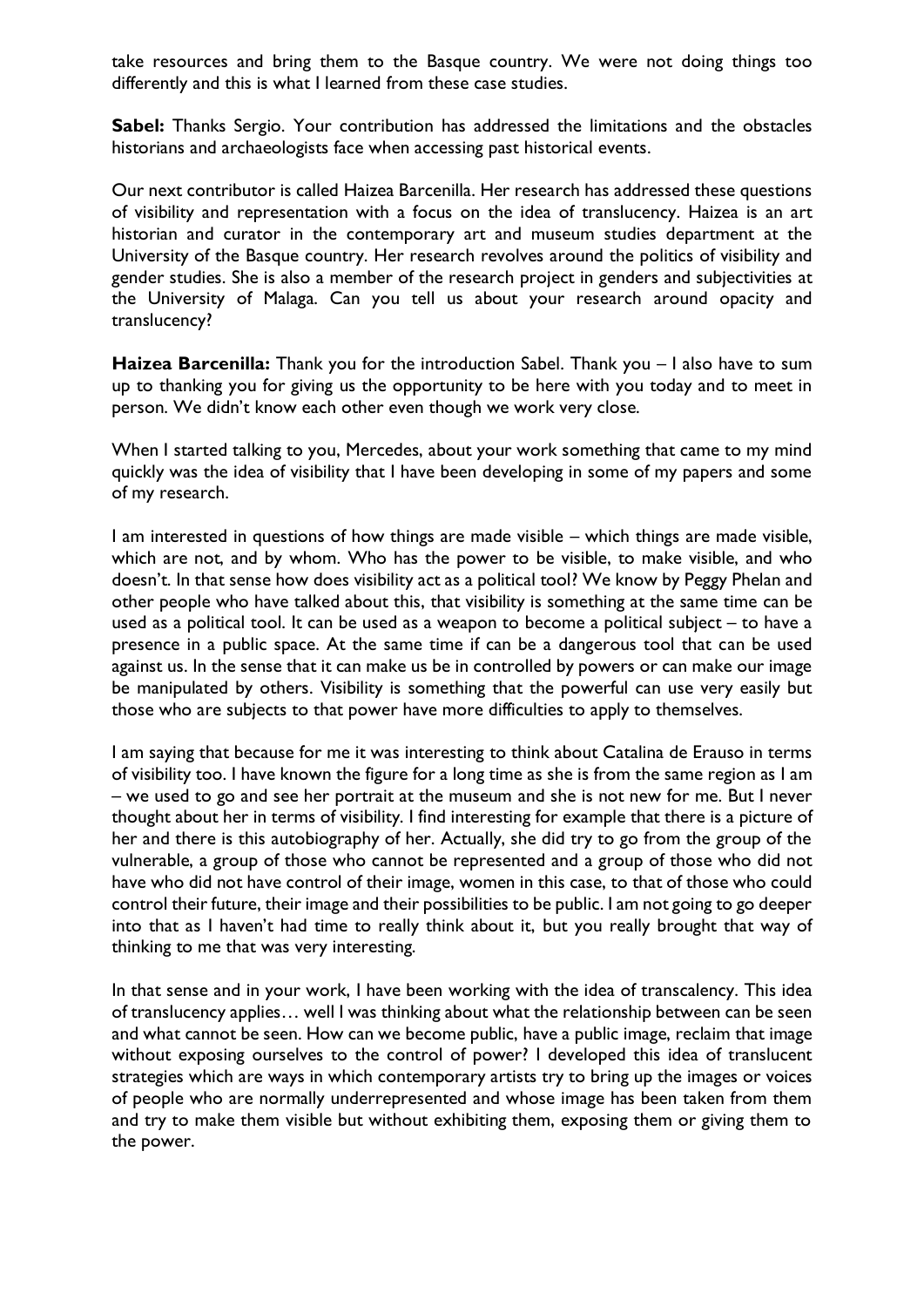take resources and bring them to the Basque country. We were not doing things too differently and this is what I learned from these case studies.

**Sabel:** Thanks Sergio. Your contribution has addressed the limitations and the obstacles historians and archaeologists face when accessing past historical events.

Our next contributor is called Haizea Barcenilla. Her research has addressed these questions of visibility and representation with a focus on the idea of translucency. Haizea is an art historian and curator in the contemporary art and museum studies department at the University of the Basque country. Her research revolves around the politics of visibility and gender studies. She is also a member of the research project in genders and subjectivities at the University of Malaga. Can you tell us about your research around opacity and translucency?

**Haizea Barcenilla:** Thank you for the introduction Sabel. Thank you – I also have to sum up to thanking you for giving us the opportunity to be here with you today and to meet in person. We didn't know each other even though we work very close.

When I started talking to you, Mercedes, about your work something that came to my mind quickly was the idea of visibility that I have been developing in some of my papers and some of my research.

I am interested in questions of how things are made visible – which things are made visible, which are not, and by whom. Who has the power to be visible, to make visible, and who doesn't. In that sense how does visibility act as a political tool? We know by Peggy Phelan and other people who have talked about this, that visibility is something at the same time can be used as a political tool. It can be used as a weapon to become a political subject – to have a presence in a public space. At the same time if can be a dangerous tool that can be used against us. In the sense that it can make us be in controlled by powers or can make our image be manipulated by others. Visibility is something that the powerful can use very easily but those who are subjects to that power have more difficulties to apply to themselves.

I am saying that because for me it was interesting to think about Catalina de Erauso in terms of visibility too. I have known the figure for a long time as she is from the same region as I am – we used to go and see her portrait at the museum and she is not new for me. But I never thought about her in terms of visibility. I find interesting for example that there is a picture of her and there is this autobiography of her. Actually, she did try to go from the group of the vulnerable, a group of those who cannot be represented and a group of those who did not have who did not have control of their image, women in this case, to that of those who could control their future, their image and their possibilities to be public. I am not going to go deeper into that as I haven't had time to really think about it, but you really brought that way of thinking to me that was very interesting.

In that sense and in your work, I have been working with the idea of transcalency. This idea of translucency applies… well I was thinking about what the relationship between can be seen and what cannot be seen. How can we become public, have a public image, reclaim that image without exposing ourselves to the control of power? I developed this idea of translucent strategies which are ways in which contemporary artists try to bring up the images or voices of people who are normally underrepresented and whose image has been taken from them and try to make them visible but without exhibiting them, exposing them or giving them to the power.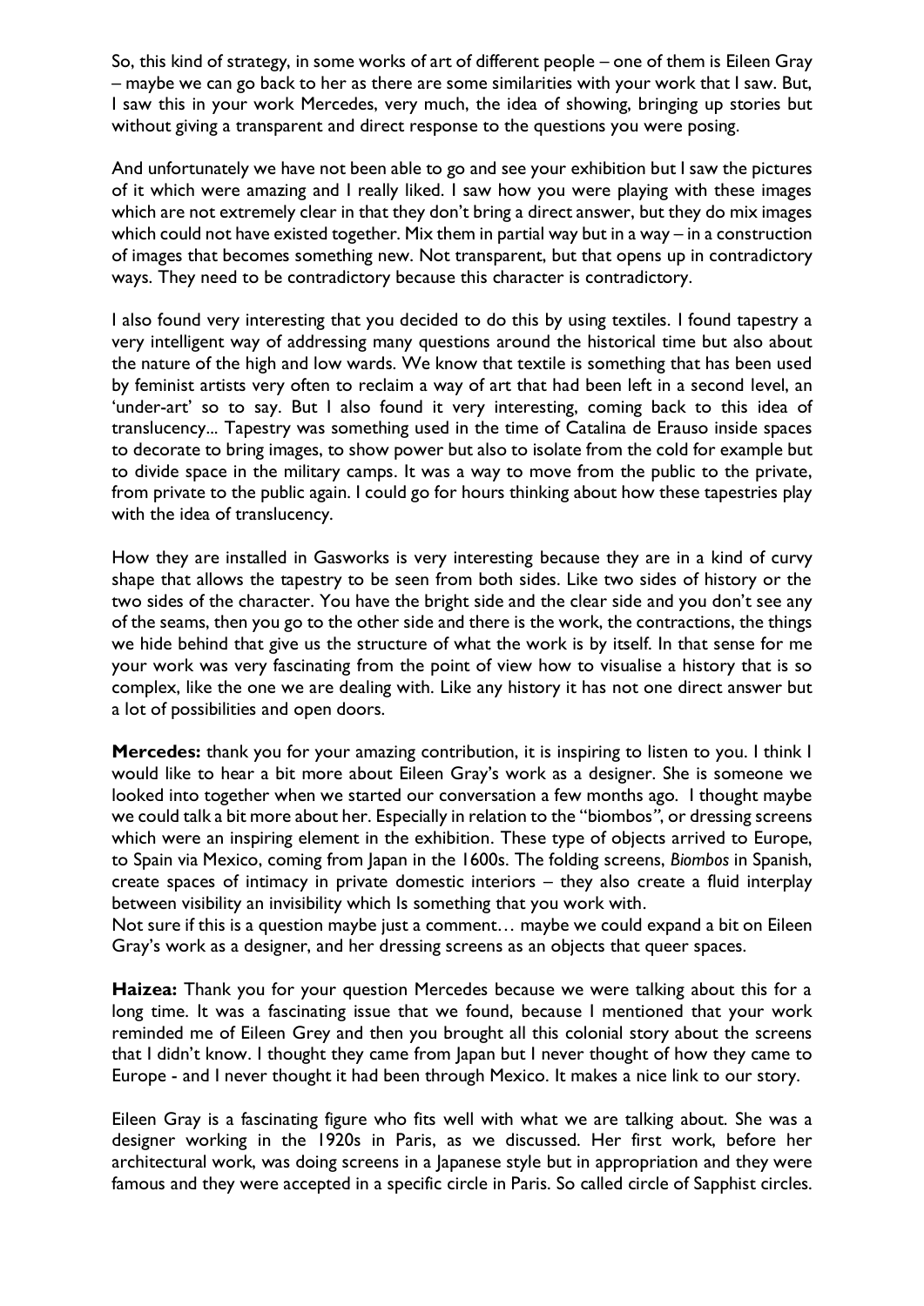So, this kind of strategy, in some works of art of different people – one of them is Eileen Gray – maybe we can go back to her as there are some similarities with your work that I saw. But, I saw this in your work Mercedes, very much, the idea of showing, bringing up stories but without giving a transparent and direct response to the questions you were posing.

And unfortunately we have not been able to go and see your exhibition but I saw the pictures of it which were amazing and I really liked. I saw how you were playing with these images which are not extremely clear in that they don't bring a direct answer, but they do mix images which could not have existed together. Mix them in partial way but in a way – in a construction of images that becomes something new. Not transparent, but that opens up in contradictory ways. They need to be contradictory because this character is contradictory.

I also found very interesting that you decided to do this by using textiles. I found tapestry a very intelligent way of addressing many questions around the historical time but also about the nature of the high and low wards. We know that textile is something that has been used by feminist artists very often to reclaim a way of art that had been left in a second level, an 'under-art' so to say. But I also found it very interesting, coming back to this idea of translucency... Tapestry was something used in the time of Catalina de Erauso inside spaces to decorate to bring images, to show power but also to isolate from the cold for example but to divide space in the military camps. It was a way to move from the public to the private, from private to the public again. I could go for hours thinking about how these tapestries play with the idea of translucency.

How they are installed in Gasworks is very interesting because they are in a kind of curvy shape that allows the tapestry to be seen from both sides. Like two sides of history or the two sides of the character. You have the bright side and the clear side and you don't see any of the seams, then you go to the other side and there is the work, the contractions, the things we hide behind that give us the structure of what the work is by itself. In that sense for me your work was very fascinating from the point of view how to visualise a history that is so complex, like the one we are dealing with. Like any history it has not one direct answer but a lot of possibilities and open doors.

**Mercedes:** thank you for your amazing contribution, it is inspiring to listen to you. I think I would like to hear a bit more about Eileen Gray's work as a designer. She is someone we looked into together when we started our conversation a few months ago. I thought maybe we could talk a bit more about her. Especially in relation to the "biombos", or dressing screens which were an inspiring element in the exhibition. These type of objects arrived to Europe, to Spain via Mexico, coming from Japan in the 1600s. The folding screens, *Biombos* in Spanish, create spaces of intimacy in private domestic interiors – they also create a fluid interplay between visibility an invisibility which Is something that you work with.
Not sure if this is a question maybe just a comment… maybe we could expand a bit on Eileen Gray's work as a designer, and her dressing screens as an objects that queer spaces.

**Haizea:** Thank you for your question Mercedes because we were talking about this for a long time. It was a fascinating issue that we found, because I mentioned that your work reminded me of Eileen Grey and then you brought all this colonial story about the screens that I didn't know. I thought they came from Japan but I never thought of how they came to Europe - and I never thought it had been through Mexico. It makes a nice link to our story.

Eileen Gray is a fascinating figure who fits well with what we are talking about. She was a designer working in the 1920s in Paris, as we discussed. Her first work, before her architectural work, was doing screens in a Japanese style but in appropriation and they were famous and they were accepted in a specific circle in Paris. So called circle of Sapphist circles.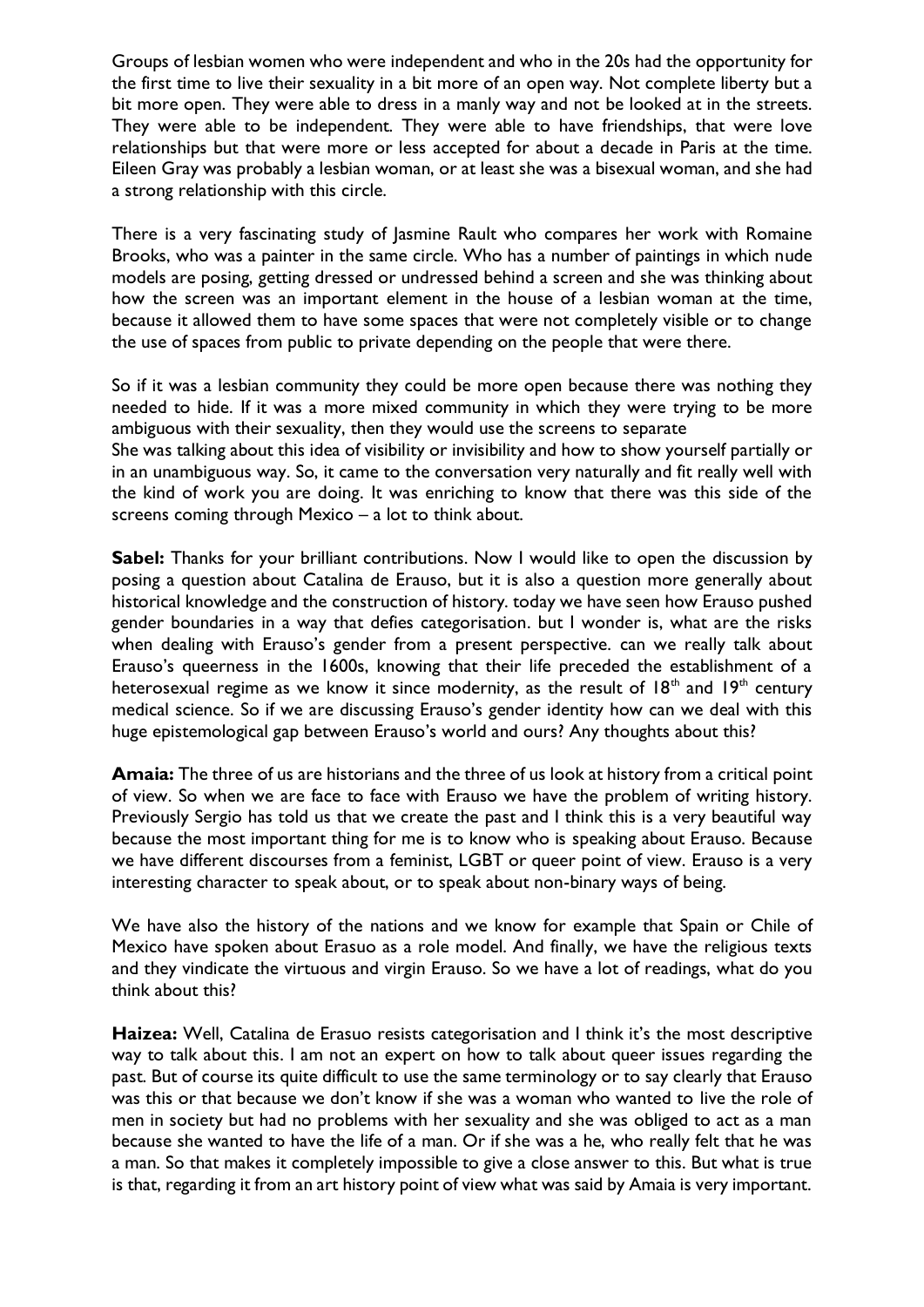Groups of lesbian women who were independent and who in the 20s had the opportunity for the first time to live their sexuality in a bit more of an open way. Not complete liberty but a bit more open. They were able to dress in a manly way and not be looked at in the streets. They were able to be independent. They were able to have friendships, that were love relationships but that were more or less accepted for about a decade in Paris at the time. Eileen Gray was probably a lesbian woman, or at least she was a bisexual woman, and she had a strong relationship with this circle.

There is a very fascinating study of Jasmine Rault who compares her work with Romaine Brooks, who was a painter in the same circle. Who has a number of paintings in which nude models are posing, getting dressed or undressed behind a screen and she was thinking about how the screen was an important element in the house of a lesbian woman at the time, because it allowed them to have some spaces that were not completely visible or to change the use of spaces from public to private depending on the people that were there.

So if it was a lesbian community they could be more open because there was nothing they needed to hide. If it was a more mixed community in which they were trying to be more ambiguous with their sexuality, then they would use the screens to separate
She was talking about this idea of visibility or invisibility and how to show yourself partially or in an unambiguous way. So, it came to the conversation very naturally and fit really well with the kind of work you are doing. It was enriching to know that there was this side of the screens coming through Mexico – a lot to think about.

**Sabel:** Thanks for your brilliant contributions. Now I would like to open the discussion by posing a question about Catalina de Erauso, but it is also a question more generally about historical knowledge and the construction of history. today we have seen how Erauso pushed gender boundaries in a way that defies categorisation. but I wonder is, what are the risks when dealing with Erauso's gender from a present perspective. can we really talk about Erauso's queerness in the 1600s, knowing that their life preceded the establishment of a heterosexual regime as we know it since modernity, as the result of 18th and 19th century medical science. So if we are discussing Erauso's gender identity how can we deal with this huge epistemological gap between Erauso's world and ours? Any thoughts about this?

**Amaia:** The three of us are historians and the three of us look at history from a critical point of view. So when we are face to face with Erauso we have the problem of writing history. Previously Sergio has told us that we create the past and I think this is a very beautiful way because the most important thing for me is to know who is speaking about Erauso. Because we have different discourses from a feminist, LGBT or queer point of view. Erauso is a very interesting character to speak about, or to speak about non-binary ways of being.

We have also the history of the nations and we know for example that Spain or Chile of Mexico have spoken about Erasuo as a role model. And finally, we have the religious texts and they vindicate the virtuous and virgin Erauso. So we have a lot of readings, what do you think about this?

**Haizea:** Well, Catalina de Erasuo resists categorisation and I think it's the most descriptive way to talk about this. I am not an expert on how to talk about queer issues regarding the past. But of course its quite difficult to use the same terminology or to say clearly that Erauso was this or that because we don't know if she was a woman who wanted to live the role of men in society but had no problems with her sexuality and she was obliged to act as a man because she wanted to have the life of a man. Or if she was a he, who really felt that he was a man. So that makes it completely impossible to give a close answer to this. But what is true is that, regarding it from an art history point of view what was said by Amaia is very important.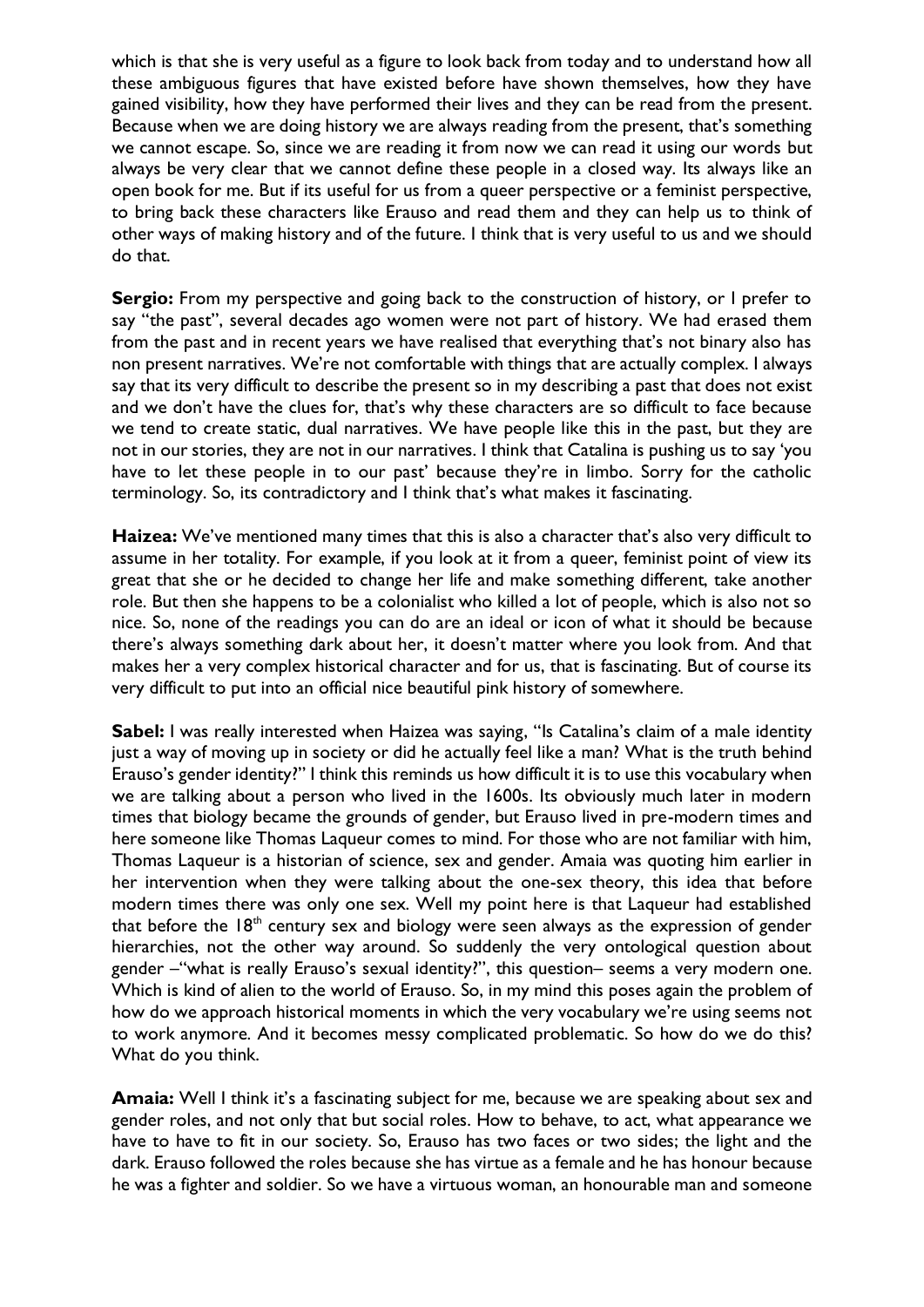which is that she is very useful as a figure to look back from today and to understand how all these ambiguous figures that have existed before have shown themselves, how they have gained visibility, how they have performed their lives and they can be read from the present. Because when we are doing history we are always reading from the present, that's something we cannot escape. So, since we are reading it from now we can read it using our words but always be very clear that we cannot define these people in a closed way. Its always like an open book for me. But if its useful for us from a queer perspective or a feminist perspective, to bring back these characters like Erauso and read them and they can help us to think of other ways of making history and of the future. I think that is very useful to us and we should do that.

**Sergio:** From my perspective and going back to the construction of history, or I prefer to say "the past", several decades ago women were not part of history. We had erased them from the past and in recent years we have realised that everything that's not binary also has non present narratives. We're not comfortable with things that are actually complex. I always say that its very difficult to describe the present so in my describing a past that does not exist and we don't have the clues for, that's why these characters are so difficult to face because we tend to create static, dual narratives. We have people like this in the past, but they are not in our stories, they are not in our narratives. I think that Catalina is pushing us to say 'you have to let these people in to our past' because they're in limbo. Sorry for the catholic terminology. So, its contradictory and I think that's what makes it fascinating.

**Haizea:** We've mentioned many times that this is also a character that's also very difficult to assume in her totality. For example, if you look at it from a queer, feminist point of view its great that she or he decided to change her life and make something different, take another role. But then she happens to be a colonialist who killed a lot of people, which is also not so nice. So, none of the readings you can do are an ideal or icon of what it should be because there's always something dark about her, it doesn't matter where you look from. And that makes her a very complex historical character and for us, that is fascinating. But of course its very difficult to put into an official nice beautiful pink history of somewhere.

**Sabel:** I was really interested when Haizea was saying, "Is Catalina's claim of a male identity just a way of moving up in society or did he actually feel like a man? What is the truth behind Erauso's gender identity?" I think this reminds us how difficult it is to use this vocabulary when we are talking about a person who lived in the 1600s. Its obviously much later in modern times that biology became the grounds of gender, but Erauso lived in pre-modern times and here someone like Thomas Laqueur comes to mind. For those who are not familiar with him, Thomas Laqueur is a historian of science, sex and gender. Amaia was quoting him earlier in her intervention when they were talking about the one-sex theory, this idea that before modern times there was only one sex. Well my point here is that Laqueur had established that before the 18th century sex and biology were seen always as the expression of gender hierarchies, not the other way around. So suddenly the very ontological question about gender –"what is really Erauso's sexual identity?", this question– seems a very modern one. Which is kind of alien to the world of Erauso. So, in my mind this poses again the problem of how do we approach historical moments in which the very vocabulary we're using seems not to work anymore. And it becomes messy complicated problematic. So how do we do this? What do you think.

**Amaia:** Well I think it's a fascinating subject for me, because we are speaking about sex and gender roles, and not only that but social roles. How to behave, to act, what appearance we have to have to fit in our society. So, Erauso has two faces or two sides; the light and the dark. Erauso followed the roles because she has virtue as a female and he has honour because he was a fighter and soldier. So we have a virtuous woman, an honourable man and someone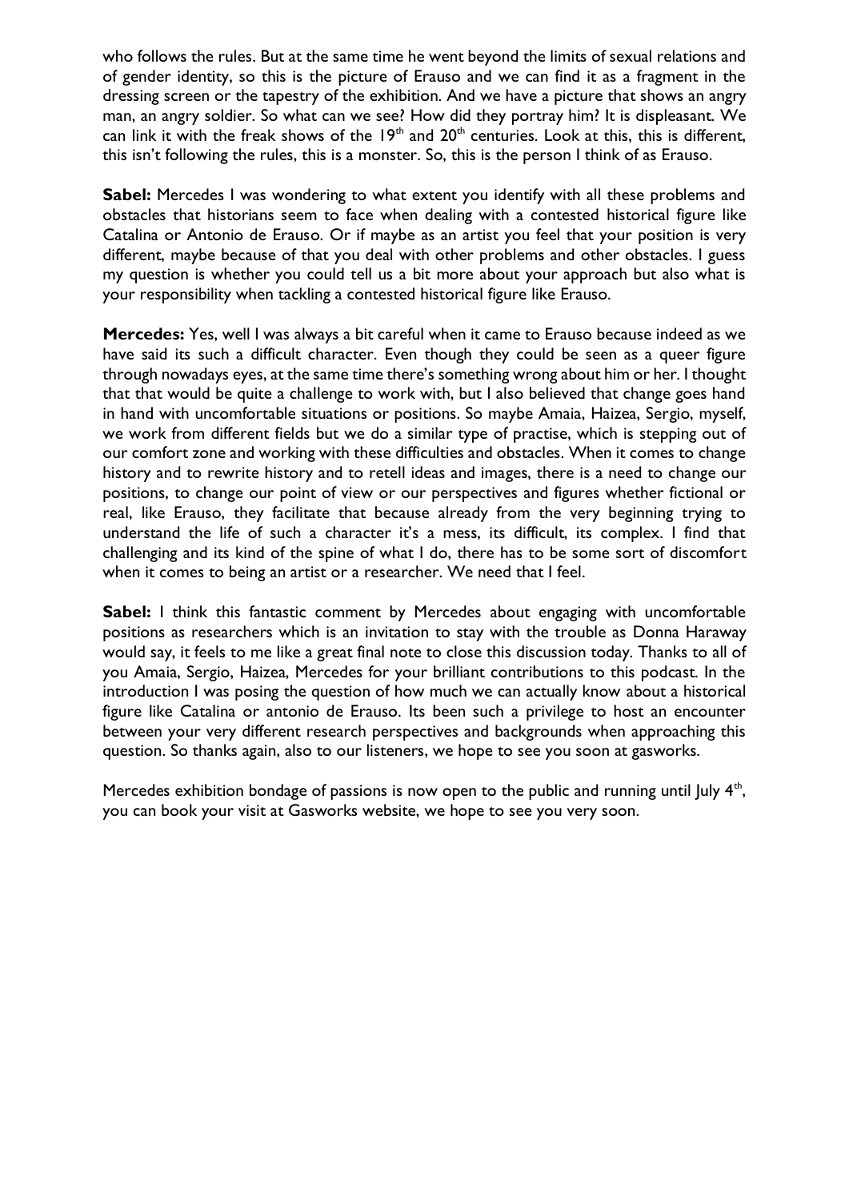who follows the rules. But at the same time he went beyond the limits of sexual relations and of gender identity, so this is the picture of Erauso and we can find it as a fragment in the dressing screen or the tapestry of the exhibition. And we have a picture that shows an angry man, an angry soldier. So what can we see? How did they portray him? It is displeasant. We can link it with the freak shows of the 19th and 20th centuries. Look at this, this is different, this isn't following the rules, this is a monster. So, this is the person I think of as Erauso.

**Sabel:** Mercedes I was wondering to what extent you identify with all these problems and obstacles that historians seem to face when dealing with a contested historical figure like Catalina or Antonio de Erauso. Or if maybe as an artist you feel that your position is very different, maybe because of that you deal with other problems and other obstacles. I guess my question is whether you could tell us a bit more about your approach but also what is your responsibility when tackling a contested historical figure like Erauso.

**Mercedes:** Yes, well I was always a bit careful when it came to Erauso because indeed as we have said its such a difficult character. Even though they could be seen as a queer figure through nowadays eyes, at the same time there's something wrong about him or her. I thought that that would be quite a challenge to work with, but I also believed that change goes hand in hand with uncomfortable situations or positions. So maybe Amaia, Haizea, Sergio, myself, we work from different fields but we do a similar type of practise, which is stepping out of our comfort zone and working with these difficulties and obstacles. When it comes to change history and to rewrite history and to retell ideas and images, there is a need to change our positions, to change our point of view or our perspectives and figures whether fictional or real, like Erauso, they facilitate that because already from the very beginning trying to understand the life of such a character it's a mess, its difficult, its complex. I find that challenging and its kind of the spine of what I do, there has to be some sort of discomfort when it comes to being an artist or a researcher. We need that I feel.

**Sabel:** I think this fantastic comment by Mercedes about engaging with uncomfortable positions as researchers which is an invitation to stay with the trouble as Donna Haraway would say, it feels to me like a great final note to close this discussion today. Thanks to all of you Amaia, Sergio, Haizea, Mercedes for your brilliant contributions to this podcast. In the introduction I was posing the question of how much we can actually know about a historical figure like Catalina or antonio de Erauso. Its been such a privilege to host an encounter between your very different research perspectives and backgrounds when approaching this question. So thanks again, also to our listeners, we hope to see you soon at gasworks.

Mercedes exhibition bondage of passions is now open to the public and running until July 4th, you can book your visit at Gasworks website, we hope to see you very soon.